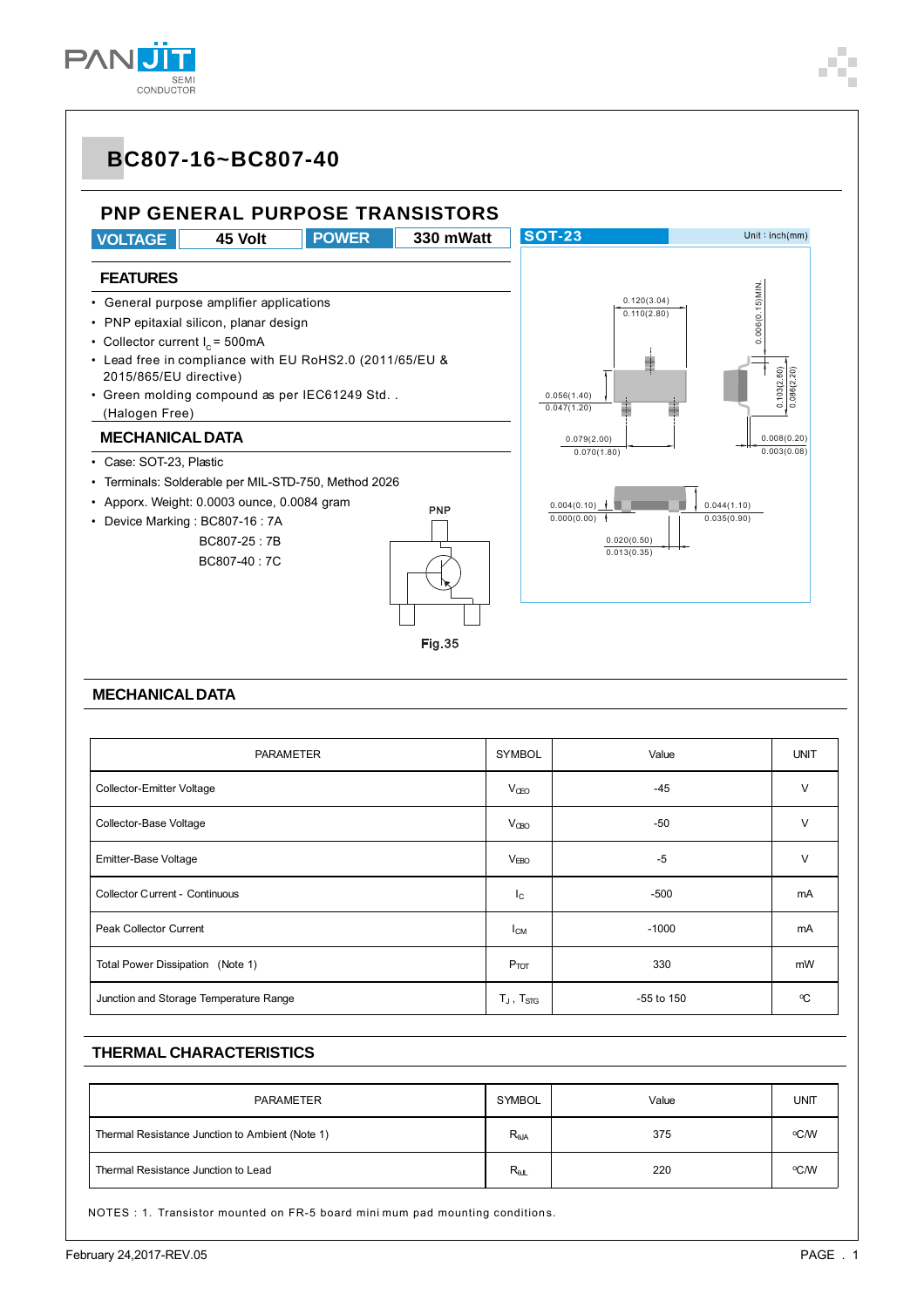# BC807-16~BC807-40

## PNP GENERAL PURPOSE TRANSISTORS

| VOLTAGE | 45 Volt | POWER | 330 mWatt |
|---|---|---|---|

SOT-23 — Unit : inch(mm)

### FEATURES

- General purpose amplifier applications
- PNP epitaxial silicon, planar design
- Collector current $I_C$ = 500mA
- Lead free in compliance with EU RoHS2.0 (2011/65/EU & 2015/865/EU directive)
- Green molding compound as per IEC61249 Std. . (Halogen Free)

### MECHANICAL DATA

- Case: SOT-23, Plastic
- Terminals: Solderable per MIL-STD-750, Method 2026
- Apporx. Weight: 0.0003 ounce, 0.0084 gram
- Device Marking : BC807-16 : 7A
  BC807-25 : 7B
  BC807-40 : 7C

PNP

Fig.35

### MECHANICAL DATA

| PARAMETER | SYMBOL | Value | UNIT |
|---|---|---|---|
| Collector-Emitter Voltage | $V_{CEO}$ | -45 | V |
| Collector-Base Voltage | $V_{CBO}$ | -50 | V |
| Emitter-Base Voltage | $V_{EBO}$ | -5 | V |
| Collector Current - Continuous | $I_C$ | -500 | mA |
| Peak Collector Current | $I_{CM}$ | -1000 | mA |
| Total Power Dissipation (Note 1) | $P_{TOT}$ | 330 | mW |
| Junction and Storage Temperature Range | $T_J$ , $T_{STG}$ | -55 to 150 | °C |

### THERMAL CHARACTERISTICS

| PARAMETER | SYMBOL | Value | UNIT |
|---|---|---|---|
| Thermal Resistance Junction to Ambient (Note 1) | $R_{θJA}$ | 375 | °C/W |
| Thermal Resistance Junction to Lead | $R_{θJL}$ | 220 | °C/W |

NOTES : 1. Transistor mounted on FR-5 board mini mum pad mounting conditions.

February 24,2017-REV.05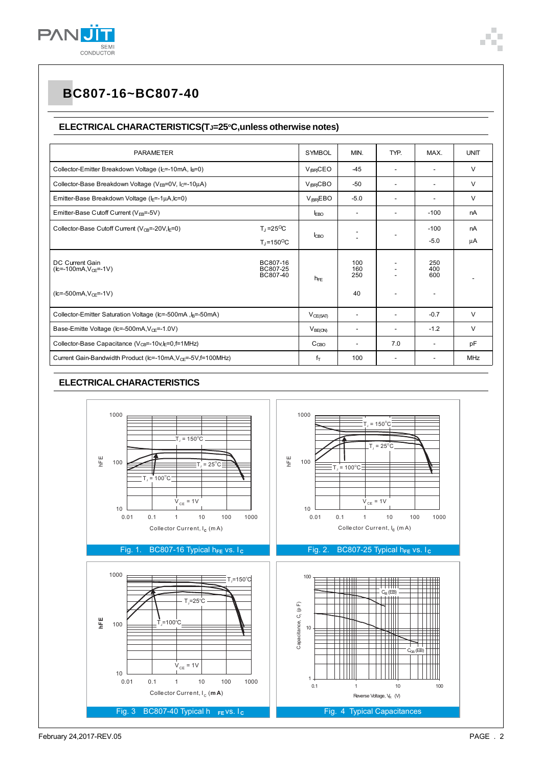# BC807-16~BC807-40

## ELECTRICAL CHARACTERISTICS($T_J$=25°C,unless otherwise notes)

| PARAMETER | | SYMBOL | MIN. | TYP. | MAX. | UNIT |
|---|---|---|---|---|---|---|
| Collector-Emitter Breakdown Voltage ($I_C$=-10mA, $I_B$=0) | | $V_{(BR)CEO}$ | -45 | - | - | V |
| Collector-Base Breakdown Voltage ($V_{EB}$=0V, $I_C$=-10μA) | | $V_{(BR)CBO}$ | -50 | - | - | V |
| Emitter-Base Breakdown Voltage ($I_E$=-1μA,Ic=0) | | $V_{(BR)EBO}$ | -5.0 | - | - | V |
| Emitter-Base Cutoff Current ($V_{EB}$=-5V) | | $I_{EBO}$ | - | - | -100 | nA |
| Collector-Base Cutoff Current ($V_{CB}$=-20V,$I_E$=0) | $T_J$=25°C | $I_{CBO}$ | - | - | -100 | nA |
| | $T_J$=150°C | | - | | -5.0 | μA |
| DC Current Gain (Ic=-100mA,$V_{CE}$=-1V) | BC807-16 | $h_{FE}$ | 100 | - | 250 | - |
| | BC807-25 | | 160 | - | 400 | |
| | BC807-40 | | 250 | - | 600 | |
| (Ic=-500mA,$V_{CE}$=-1V) | | | 40 | - | - | |
| Collector-Emitter Saturation Voltage (Ic=-500mA ,$I_B$=-50mA) | | $V_{CE(SAT)}$ | - | - | -0.7 | V |
| Base-Emitte Voltage (Ic=-500mA,$V_{CE}$=-1.0V) | | $V_{BE(ON)}$ | - | - | -1.2 | V |
| Collector-Base Capacitance ($V_{CB}$=-10v,$I_E$=0,f=1MHz) | | $C_{CBO}$ | - | 7.0 | - | pF |
| Current Gain-Bandwidth Product (Ic=-10mA,$V_{CE}$=-5V,f=100MHz) | | $f_T$ | 100 | - | - | MHz |

## ELECTRICAL CHARACTERISTICS

Fig. 1. BC807-16 Typical $h_{FE}$ vs. $I_C$

Fig. 2. BC807-25 Typical $h_{FE}$ vs. $I_C$

Fig. 3 BC807-40 Typical $h_{FE}$ vs. $I_C$

Fig. 4 Typical Capacitances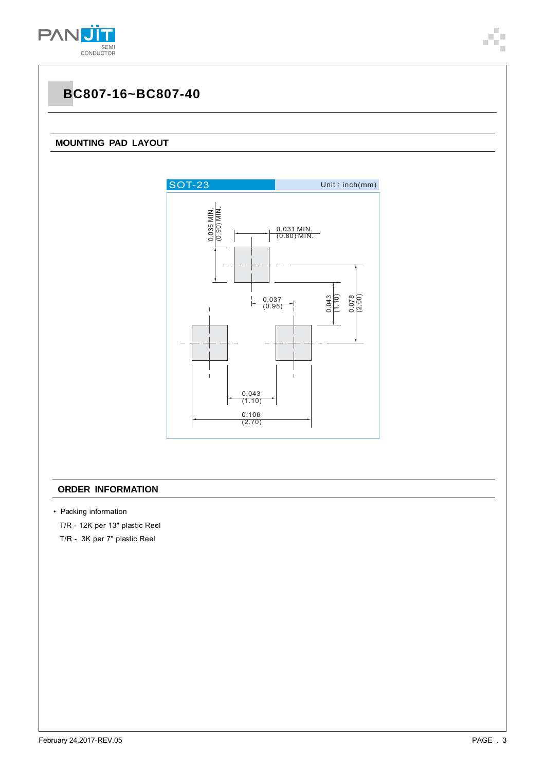# BC807-16~BC807-40

## MOUNTING PAD LAYOUT

SOT-23 Unit：inch(mm)

0.035 MIN. (0.90) MIN.

0.031 MIN. (0.80) MIN.

0.037 (0.95)

0.043 (1.10)

0.078 (2.00)

0.043 (1.10)

0.106 (2.70)

## ORDER INFORMATION

- Packing information

  T/R - 12K per 13" plastic Reel

  T/R - 3K per 7" plastic Reel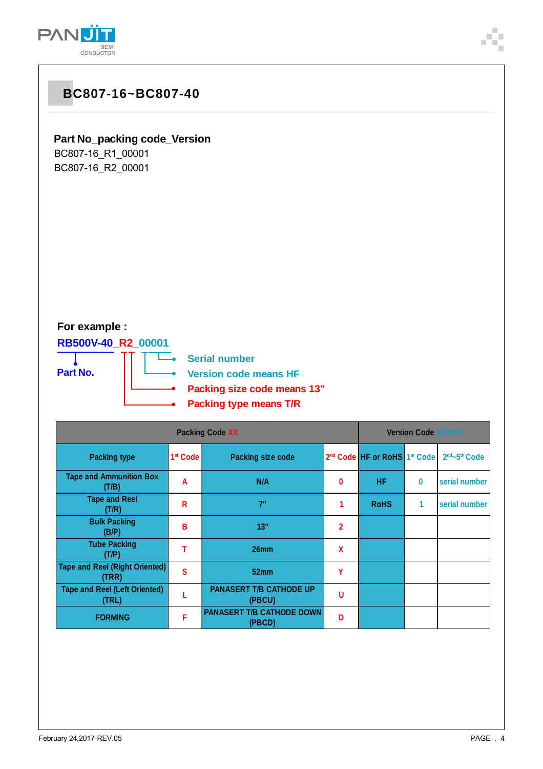# BC807-16~BC807-40

**Part No_packing code_Version**

BC807-16_R1_00001

BC807-16_R2_00001

**For example :**

**RB500V-40_R2_00001**

**Part No.**

- **Serial number**
- **Version code means HF**
- **Packing size code means 13"**
- **Packing type means T/R**

| Packing Code XX | | | | Version Code XXXXX | | |
|---|---|---|---|---|---|---|
| Packing type | 1st Code | Packing size code | 2nd Code | HF or RoHS | 1st Code | 2nd~5th Code |
| Tape and Ammunition Box (T/B) | A | N/A | 0 | HF | 0 | serial number |
| Tape and Reel (T/R) | R | 7" | 1 | RoHS | 1 | serial number |
| Bulk Packing (B/P) | B | 13" | 2 | | | |
| Tube Packing (T/P) | T | 26mm | X | | | |
| Tape and Reel (Right Oriented) (TRR) | S | 52mm | Y | | | |
| Tape and Reel (Left Oriented) (TRL) | L | PANASERT T/B CATHODE UP (PBCU) | U | | | |
| FORMING | F | PANASERT T/B CATHODE DOWN (PBCD) | D | | | |

February 24,2017-REV.05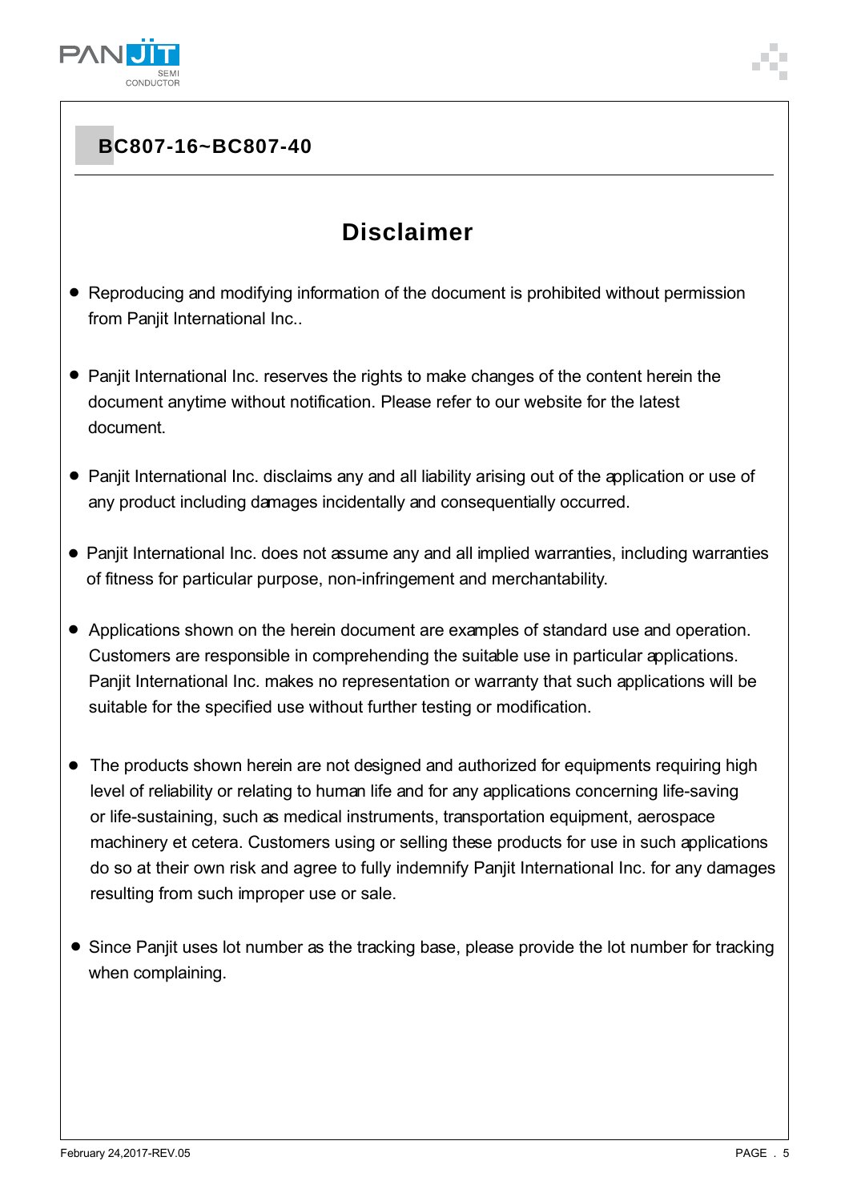## BC807-16~BC807-40

# Disclaimer

- Reproducing and modifying information of the document is prohibited without permission from Panjit International Inc..
- Panjit International Inc. reserves the rights to make changes of the content herein the document anytime without notification. Please refer to our website for the latest document.
- Panjit International Inc. disclaims any and all liability arising out of the application or use of any product including damages incidentally and consequentially occurred.
- Panjit International Inc. does not assume any and all implied warranties, including warranties of fitness for particular purpose, non-infringement and merchantability.
- Applications shown on the herein document are examples of standard use and operation. Customers are responsible in comprehending the suitable use in particular applications. Panjit International Inc. makes no representation or warranty that such applications will be suitable for the specified use without further testing or modification.
- The products shown herein are not designed and authorized for equipments requiring high level of reliability or relating to human life and for any applications concerning life-saving or life-sustaining, such as medical instruments, transportation equipment, aerospace machinery et cetera. Customers using or selling these products for use in such applications do so at their own risk and agree to fully indemnify Panjit International Inc. for any damages resulting from such improper use or sale.
- Since Panjit uses lot number as the tracking base, please provide the lot number for tracking when complaining.

February 24,2017-REV.05